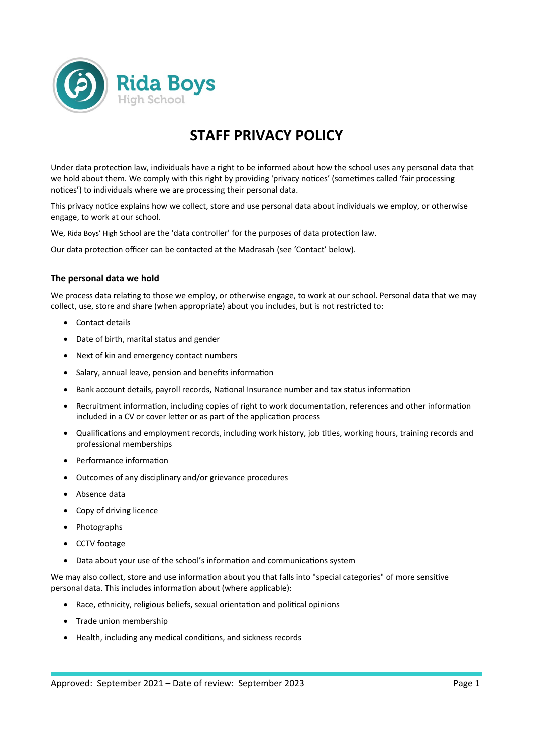Rida Boys
High School

# STAFF PRIVACY POLICY

Under data protection law, individuals have a right to be informed about how the school uses any personal data that we hold about them. We comply with this right by providing 'privacy notices' (sometimes called 'fair processing notices') to individuals where we are processing their personal data.

This privacy notice explains how we collect, store and use personal data about individuals we employ, or otherwise engage, to work at our school.

We, Rida Boys' High School are the 'data controller' for the purposes of data protection law.

Our data protection officer can be contacted at the Madrasah (see 'Contact' below).

### The personal data we hold

We process data relating to those we employ, or otherwise engage, to work at our school. Personal data that we may collect, use, store and share (when appropriate) about you includes, but is not restricted to:

- Contact details
- Date of birth, marital status and gender
- Next of kin and emergency contact numbers
- Salary, annual leave, pension and benefits information
- Bank account details, payroll records, National Insurance number and tax status information
- Recruitment information, including copies of right to work documentation, references and other information included in a CV or cover letter or as part of the application process
- Qualifications and employment records, including work history, job titles, working hours, training records and professional memberships
- Performance information
- Outcomes of any disciplinary and/or grievance procedures
- Absence data
- Copy of driving licence
- Photographs
- CCTV footage
- Data about your use of the school's information and communications system

We may also collect, store and use information about you that falls into "special categories" of more sensitive personal data. This includes information about (where applicable):

- Race, ethnicity, religious beliefs, sexual orientation and political opinions
- Trade union membership
- Health, including any medical conditions, and sickness records

Approved: September 2021 – Date of review: September 2023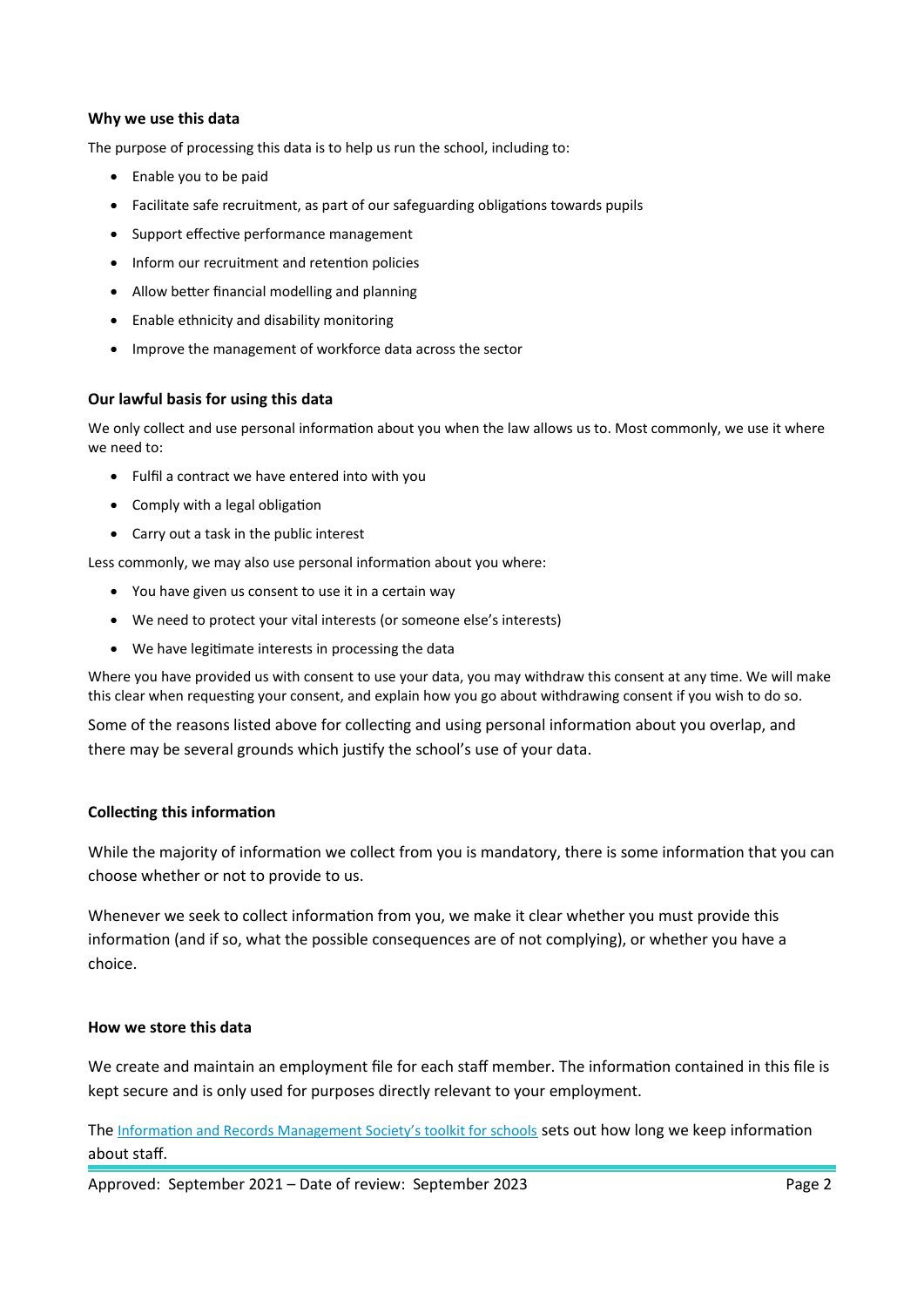**Why we use this data**

The purpose of processing this data is to help us run the school, including to:

- Enable you to be paid
- Facilitate safe recruitment, as part of our safeguarding obligations towards pupils
- Support effective performance management
- Inform our recruitment and retention policies
- Allow better financial modelling and planning
- Enable ethnicity and disability monitoring
- Improve the management of workforce data across the sector

**Our lawful basis for using this data**

We only collect and use personal information about you when the law allows us to. Most commonly, we use it where we need to:

- Fulfil a contract we have entered into with you
- Comply with a legal obligation
- Carry out a task in the public interest

Less commonly, we may also use personal information about you where:

- You have given us consent to use it in a certain way
- We need to protect your vital interests (or someone else's interests)
- We have legitimate interests in processing the data

Where you have provided us with consent to use your data, you may withdraw this consent at any time. We will make this clear when requesting your consent, and explain how you go about withdrawing consent if you wish to do so.

Some of the reasons listed above for collecting and using personal information about you overlap, and there may be several grounds which justify the school's use of your data.

**Collecting this information**

While the majority of information we collect from you is mandatory, there is some information that you can choose whether or not to provide to us.

Whenever we seek to collect information from you, we make it clear whether you must provide this information (and if so, what the possible consequences are of not complying), or whether you have a choice.

**How we store this data**

We create and maintain an employment file for each staff member. The information contained in this file is kept secure and is only used for purposes directly relevant to your employment.

The Information and Records Management Society's toolkit for schools sets out how long we keep information about staff.

Approved: September 2021 – Date of review: September 2023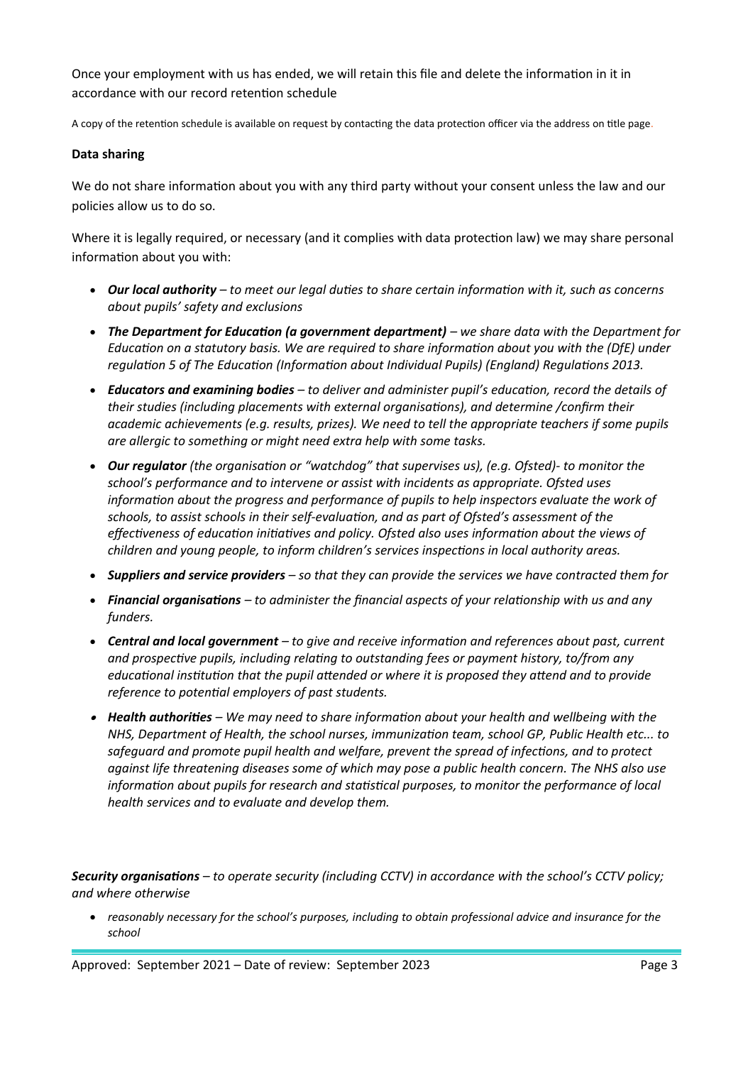Once your employment with us has ended, we will retain this file and delete the information in it in accordance with our record retention schedule

A copy of the retention schedule is available on request by contacting the data protection officer via the address on title page.

**Data sharing**

We do not share information about you with any third party without your consent unless the law and our policies allow us to do so.

Where it is legally required, or necessary (and it complies with data protection law) we may share personal information about you with:

- ***Our local authority** – to meet our legal duties to share certain information with it, such as concerns about pupils' safety and exclusions*
- ***The Department for Education (a government department)** – we share data with the Department for Education on a statutory basis. We are required to share information about you with the (DfE) under regulation 5 of The Education (Information about Individual Pupils) (England) Regulations 2013.*
- ***Educators and examining bodies** – to deliver and administer pupil's education, record the details of their studies (including placements with external organisations), and determine /confirm their academic achievements (e.g. results, prizes). We need to tell the appropriate teachers if some pupils are allergic to something or might need extra help with some tasks.*
- ***Our regulator** (the organisation or "watchdog" that supervises us), (e.g. Ofsted)- to monitor the school's performance and to intervene or assist with incidents as appropriate. Ofsted uses information about the progress and performance of pupils to help inspectors evaluate the work of schools, to assist schools in their self-evaluation, and as part of Ofsted's assessment of the effectiveness of education initiatives and policy. Ofsted also uses information about the views of children and young people, to inform children's services inspections in local authority areas.*
- ***Suppliers and service providers** – so that they can provide the services we have contracted them for*
- ***Financial organisations** – to administer the financial aspects of your relationship with us and any funders.*
- ***Central and local government** – to give and receive information and references about past, current and prospective pupils, including relating to outstanding fees or payment history, to/from any educational institution that the pupil attended or where it is proposed they attend and to provide reference to potential employers of past students.*
- ***Health authorities** – We may need to share information about your health and wellbeing with the NHS, Department of Health, the school nurses, immunization team, school GP, Public Health etc... to safeguard and promote pupil health and welfare, prevent the spread of infections, and to protect against life threatening diseases some of which may pose a public health concern. The NHS also use information about pupils for research and statistical purposes, to monitor the performance of local health services and to evaluate and develop them.*

***Security organisations** – to operate security (including CCTV) in accordance with the school's CCTV policy; and where otherwise*

- *reasonably necessary for the school's purposes, including to obtain professional advice and insurance for the school*

Approved: September 2021 – Date of review: September 2023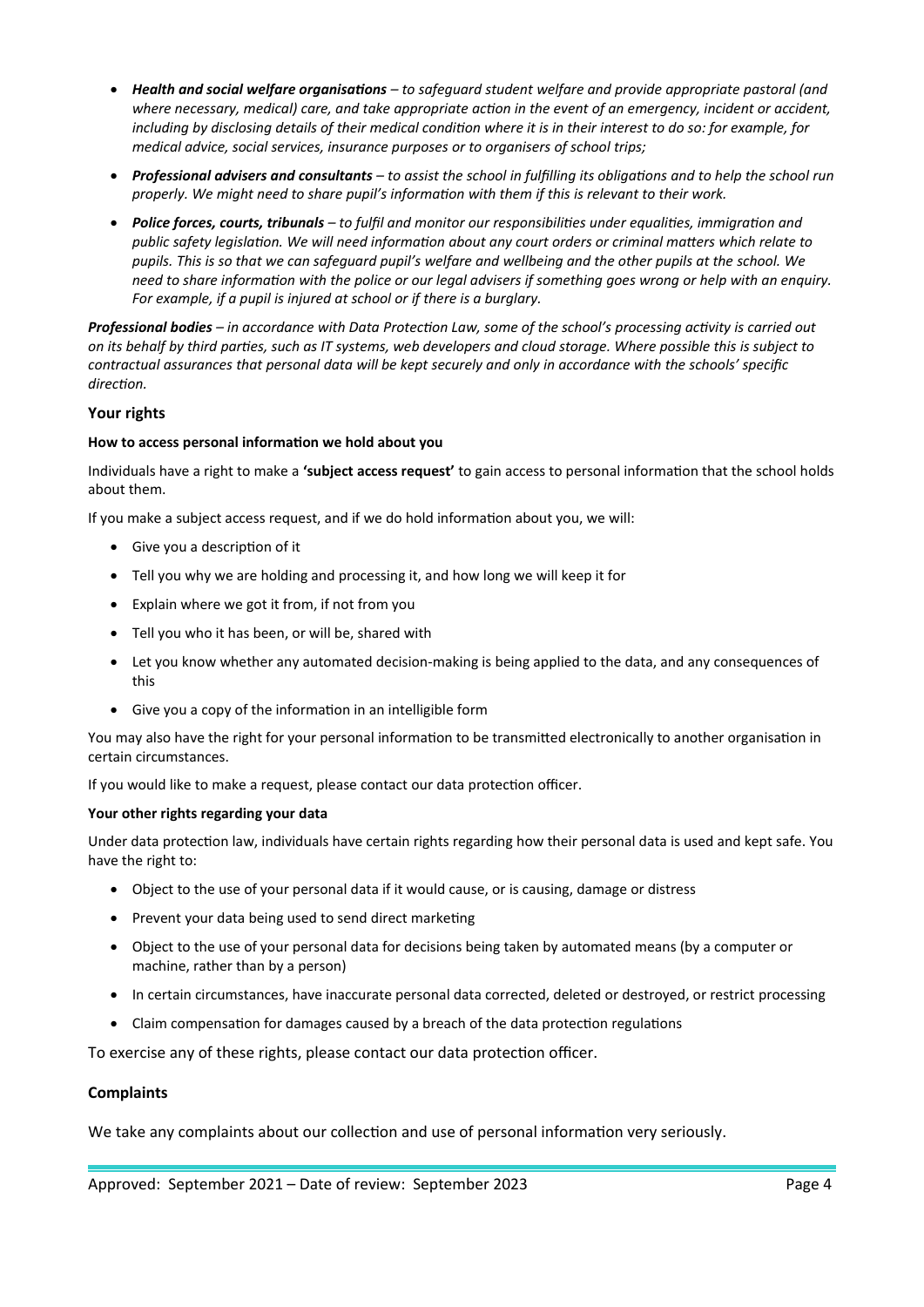- ***Health and social welfare organisations** – to safeguard student welfare and provide appropriate pastoral (and where necessary, medical) care, and take appropriate action in the event of an emergency, incident or accident, including by disclosing details of their medical condition where it is in their interest to do so: for example, for medical advice, social services, insurance purposes or to organisers of school trips;*
- ***Professional advisers and consultants** – to assist the school in fulfilling its obligations and to help the school run properly. We might need to share pupil's information with them if this is relevant to their work.*
- ***Police forces, courts, tribunals** – to fulfil and monitor our responsibilities under equalities, immigration and public safety legislation. We will need information about any court orders or criminal matters which relate to pupils. This is so that we can safeguard pupil's welfare and wellbeing and the other pupils at the school. We need to share information with the police or our legal advisers if something goes wrong or help with an enquiry. For example, if a pupil is injured at school or if there is a burglary.*

***Professional bodies** – in accordance with Data Protection Law, some of the school's processing activity is carried out on its behalf by third parties, such as IT systems, web developers and cloud storage. Where possible this is subject to contractual assurances that personal data will be kept securely and only in accordance with the schools' specific direction.*

## Your rights

#### How to access personal information we hold about you

Individuals have a right to make a **'subject access request'** to gain access to personal information that the school holds about them.

If you make a subject access request, and if we do hold information about you, we will:

- Give you a description of it
- Tell you why we are holding and processing it, and how long we will keep it for
- Explain where we got it from, if not from you
- Tell you who it has been, or will be, shared with
- Let you know whether any automated decision-making is being applied to the data, and any consequences of this
- Give you a copy of the information in an intelligible form

You may also have the right for your personal information to be transmitted electronically to another organisation in certain circumstances.

If you would like to make a request, please contact our data protection officer.

#### Your other rights regarding your data

Under data protection law, individuals have certain rights regarding how their personal data is used and kept safe. You have the right to:

- Object to the use of your personal data if it would cause, or is causing, damage or distress
- Prevent your data being used to send direct marketing
- Object to the use of your personal data for decisions being taken by automated means (by a computer or machine, rather than by a person)
- In certain circumstances, have inaccurate personal data corrected, deleted or destroyed, or restrict processing
- Claim compensation for damages caused by a breach of the data protection regulations

To exercise any of these rights, please contact our data protection officer.

## Complaints

We take any complaints about our collection and use of personal information very seriously.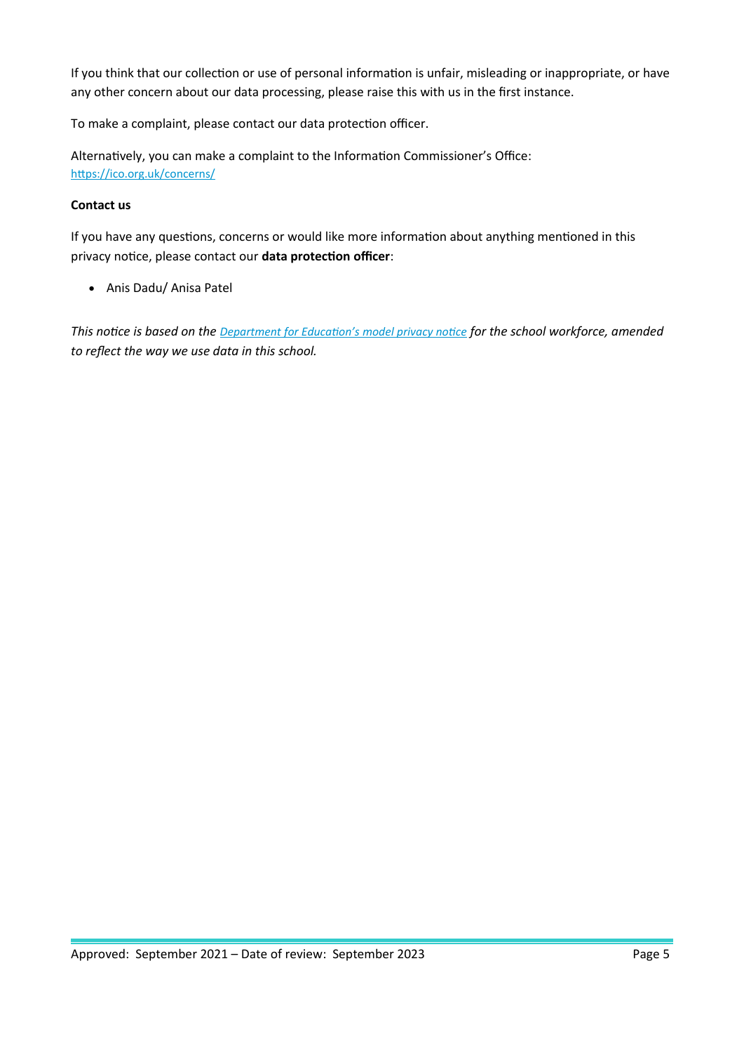If you think that our collection or use of personal information is unfair, misleading or inappropriate, or have any other concern about our data processing, please raise this with us in the first instance.

To make a complaint, please contact our data protection officer.

Alternatively, you can make a complaint to the Information Commissioner's Office: [https://ico.org.uk/concerns/](https://ico.org.uk/concerns/)

**Contact us**

If you have any questions, concerns or would like more information about anything mentioned in this privacy notice, please contact our **data protection officer**:

- Anis Dadu/ Anisa Patel

*This notice is based on the [Department for Education's model privacy notice](#) for the school workforce, amended to reflect the way we use data in this school.*